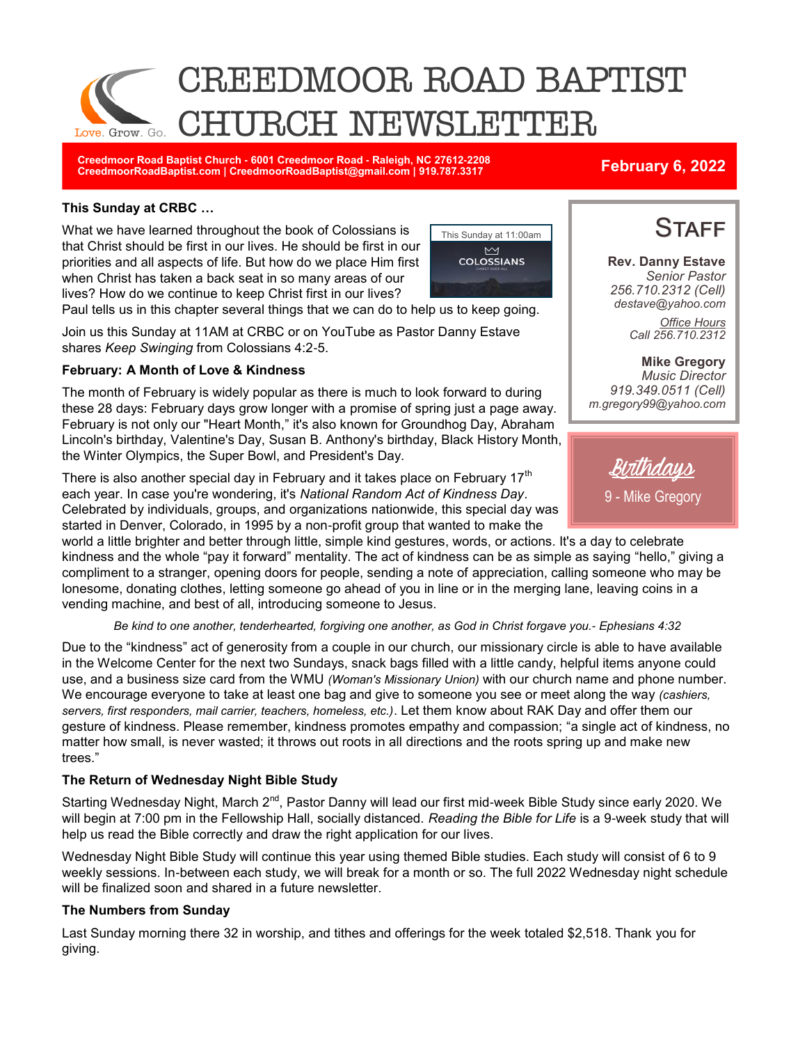# CREEDMOOR ROAD BAPTIST CHURCH NEWSLETTER

Love. Grow. Go.

**Creedmoor Road Baptist Church - 6001 Creedmoor Road - Raleigh, NC 27612-2208**
**CreedmoorRoadBaptist.com | CreedmoorRoadBaptist@gmail.com | 919.787.3317**

**February 6, 2022**

### This Sunday at CRBC …

This Sunday at 11:00am
COLOSSIANS

What we have learned throughout the book of Colossians is that Christ should be first in our lives. He should be first in our priorities and all aspects of life. But how do we place Him first when Christ has taken a back seat in so many areas of our lives? How do we continue to keep Christ first in our lives? Paul tells us in this chapter several things that we can do to help us to keep going.

Join us this Sunday at 11AM at CRBC or on YouTube as Pastor Danny Estave shares *Keep Swinging* from Colossians 4:2-5.

### February: A Month of Love & Kindness

The month of February is widely popular as there is much to look forward to during these 28 days: February days grow longer with a promise of spring just a page away. February is not only our "Heart Month," it's also known for Groundhog Day, Abraham Lincoln's birthday, Valentine's Day, Susan B. Anthony's birthday, Black History Month, the Winter Olympics, the Super Bowl, and President's Day.

There is also another special day in February and it takes place on February 17th each year. In case you're wondering, it's *National Random Act of Kindness Day*. Celebrated by individuals, groups, and organizations nationwide, this special day was started in Denver, Colorado, in 1995 by a non-profit group that wanted to make the world a little brighter and better through little, simple kind gestures, words, or actions. It's a day to celebrate kindness and the whole "pay it forward" mentality. The act of kindness can be as simple as saying "hello," giving a compliment to a stranger, opening doors for people, sending a note of appreciation, calling someone who may be lonesome, donating clothes, letting someone go ahead of you in line or in the merging lane, leaving coins in a vending machine, and best of all, introducing someone to Jesus.

*Be kind to one another, tenderhearted, forgiving one another, as God in Christ forgave you.- Ephesians 4:32*

Due to the "kindness" act of generosity from a couple in our church, our missionary circle is able to have available in the Welcome Center for the next two Sundays, snack bags filled with a little candy, helpful items anyone could use, and a business size card from the WMU *(Woman's Missionary Union)* with our church name and phone number. We encourage everyone to take at least one bag and give to someone you see or meet along the way *(cashiers, servers, first responders, mail carrier, teachers, homeless, etc.)*. Let them know about RAK Day and offer them our gesture of kindness. Please remember, kindness promotes empathy and compassion; "a single act of kindness, no matter how small, is never wasted; it throws out roots in all directions and the roots spring up and make new trees."

### The Return of Wednesday Night Bible Study

Starting Wednesday Night, March 2nd, Pastor Danny will lead our first mid-week Bible Study since early 2020. We will begin at 7:00 pm in the Fellowship Hall, socially distanced. *Reading the Bible for Life* is a 9-week study that will help us read the Bible correctly and draw the right application for our lives.

Wednesday Night Bible Study will continue this year using themed Bible studies. Each study will consist of 6 to 9 weekly sessions. In-between each study, we will break for a month or so. The full 2022 Wednesday night schedule will be finalized soon and shared in a future newsletter.

### The Numbers from Sunday

Last Sunday morning there 32 in worship, and tithes and offerings for the week totaled $2,518. Thank you for giving.

## Staff

**Rev. Danny Estave**
*Senior Pastor*
*256.710.2312 (Cell)*
*destave@yahoo.com*

*Office Hours*
*Call 256.710.2312*

**Mike Gregory**
*Music Director*
*919.349.0511 (Cell)*
*m.gregory99@yahoo.com*

## Birthdays

9 - Mike Gregory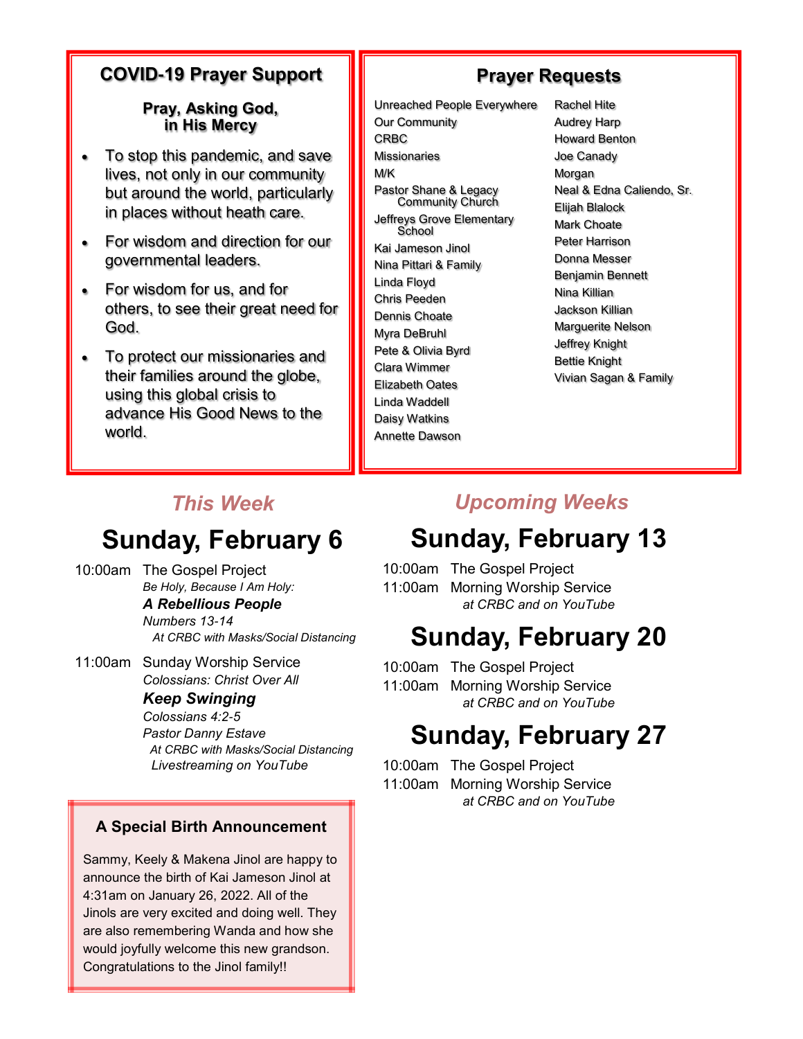## COVID-19 Prayer Support

**Pray, Asking God, in His Mercy**

- To stop this pandemic, and save lives, not only in our community but around the world, particularly in places without heath care.
- For wisdom and direction for our governmental leaders.
- For wisdom for us, and for others, to see their great need for God.
- To protect our missionaries and their families around the globe, using this global crisis to advance His Good News to the world.

## Prayer Requests

Unreached People Everywhere
Our Community
CRBC
Missionaries
M/K
Pastor Shane & Legacy Community Church
Jeffreys Grove Elementary School
Kai Jameson Jinol
Nina Pittari & Family
Linda Floyd
Chris Peeden
Dennis Choate
Myra DeBruhl
Pete & Olivia Byrd
Clara Wimmer
Elizabeth Oates
Linda Waddell
Daisy Watkins
Annette Dawson
Rachel Hite
Audrey Harp
Howard Benton
Joe Canady
Morgan
Neal & Edna Caliendo, Sr.
Elijah Blalock
Mark Choate
Peter Harrison
Donna Messer
Benjamin Bennett
Nina Killian
Jackson Killian
Marguerite Nelson
Jeffrey Knight
Bettie Knight
Vivian Sagan & Family

## *This Week*

# Sunday, February 6

10:00am The Gospel Project
*Be Holy, Because I Am Holy:*
***A Rebellious People***
*Numbers 13-14*
*At CRBC with Masks/Social Distancing*

11:00am Sunday Worship Service
*Colossians: Christ Over All*
***Keep Swinging***
*Colossians 4:2-5*
*Pastor Danny Estave*
*At CRBC with Masks/Social Distancing*
*Livestreaming on YouTube*

### A Special Birth Announcement

Sammy, Keely & Makena Jinol are happy to announce the birth of Kai Jameson Jinol at 4:31am on January 26, 2022. All of the Jinols are very excited and doing well. They are also remembering Wanda and how she would joyfully welcome this new grandson. Congratulations to the Jinol family!!

## *Upcoming Weeks*

# Sunday, February 13

10:00am The Gospel Project
11:00am Morning Worship Service
*at CRBC and on YouTube*

# Sunday, February 20

10:00am The Gospel Project
11:00am Morning Worship Service
*at CRBC and on YouTube*

# Sunday, February 27

10:00am The Gospel Project
11:00am Morning Worship Service
*at CRBC and on YouTube*